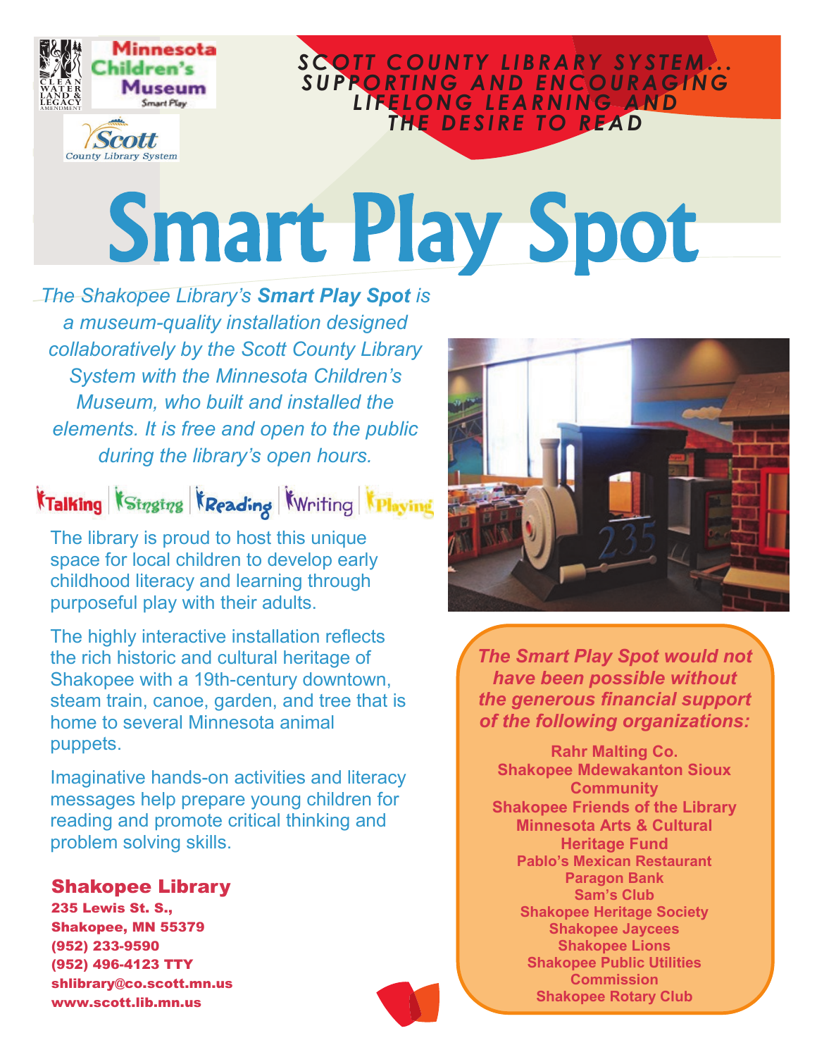Minnesota Children's Museum Smart Play

Scott County Library System

**SCOTT COUNTY LIBRARY SYSTEM... SUPPORTING AND ENCOURAGING LIFELONG LEARNING AND THE DESIRE TO READ**

# Smart Play Spot

*The Shakopee Library's **Smart Play Spot** is a museum-quality installation designed collaboratively by the Scott County Library System with the Minnesota Children's Museum, who built and installed the elements. It is free and open to the public during the library's open hours.*

Talking | Singing | Reading | Writing | Playing

The library is proud to host this unique space for local children to develop early childhood literacy and learning through purposeful play with their adults.

The highly interactive installation reflects the rich historic and cultural heritage of Shakopee with a 19th-century downtown, steam train, canoe, garden, and tree that is home to several Minnesota animal puppets.

Imaginative hands-on activities and literacy messages help prepare young children for reading and promote critical thinking and problem solving skills.

## Shakopee Library

**235 Lewis St. S.,**
**Shakopee, MN 55379**
**(952) 233-9590**
**(952) 496-4123 TTY**
**shlibrary@co.scott.mn.us**
**www.scott.lib.mn.us**

***The Smart Play Spot would not have been possible without the generous financial support of the following organizations:***

**Rahr Malting Co.**
**Shakopee Mdewakanton Sioux Community**
**Shakopee Friends of the Library**
**Minnesota Arts & Cultural Heritage Fund**
**Pablo's Mexican Restaurant**
**Paragon Bank**
**Sam's Club**
**Shakopee Heritage Society**
**Shakopee Jaycees**
**Shakopee Lions**
**Shakopee Public Utilities Commission**
**Shakopee Rotary Club**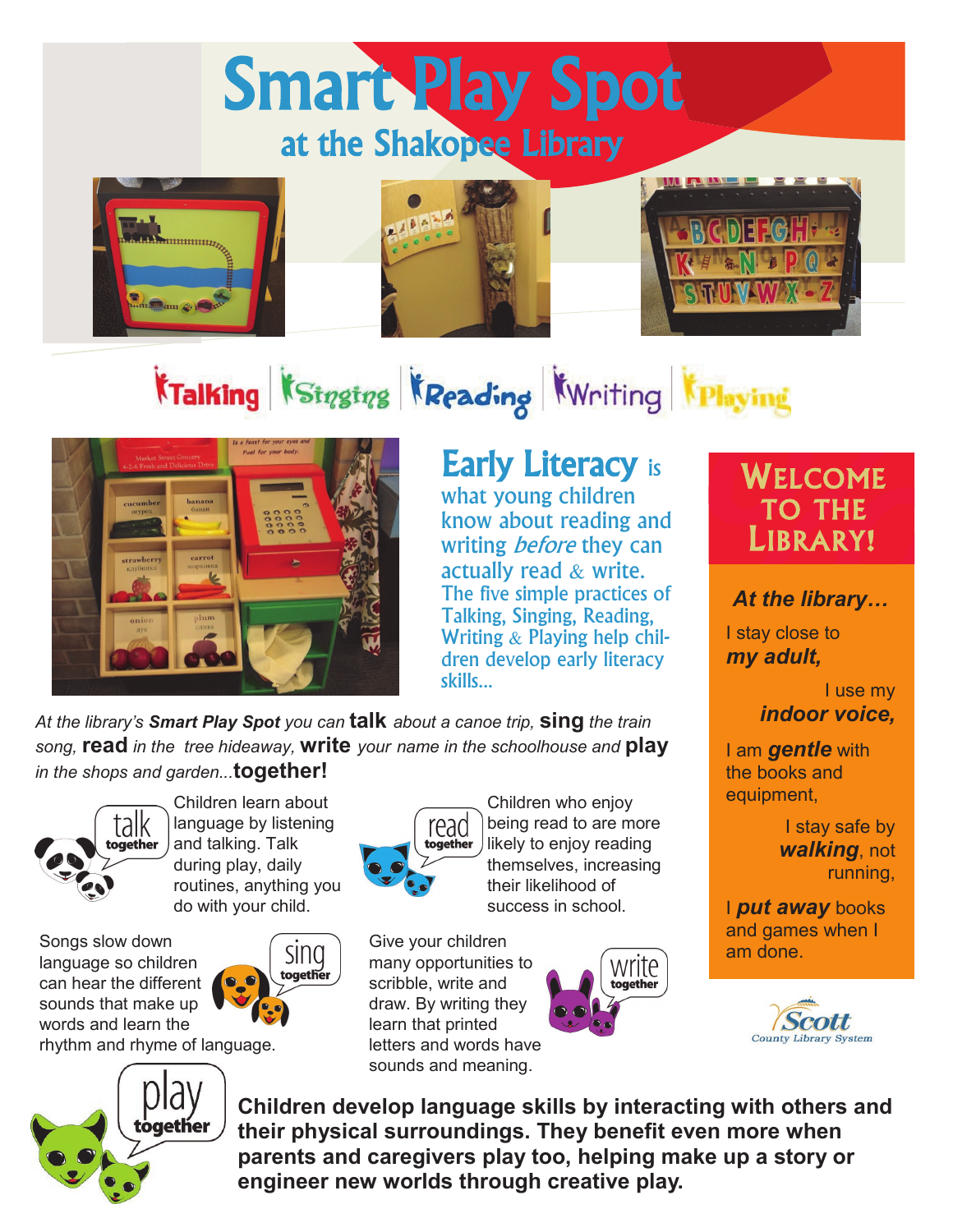# Smart Play Spot

## at the Shakopee Library

Talking | Singing | Reading | Writing | Playing

## Early Literacy is what young children know about reading and writing *before* they can actually read & write.

The five simple practices of Talking, Singing, Reading, Writing & Playing help children develop early literacy skills...

*At the library's **Smart Play Spot** you can* **talk** *about a canoe trip,* **sing** *the train song,* **read** *in the tree hideaway,* **write** *your name in the schoolhouse and* **play** *in the shops and garden...***together!**

**talk together**

Children learn about language by listening and talking. Talk during play, daily routines, anything you do with your child.

**read together**

Children who enjoy being read to are more likely to enjoy reading themselves, increasing their likelihood of success in school.

**sing together**

Songs slow down language so children can hear the different sounds that make up words and learn the rhythm and rhyme of language.

**write together**

Give your children many opportunities to scribble, write and draw. By writing they learn that printed letters and words have sounds and meaning.

**play together**

**Children develop language skills by interacting with others and their physical surroundings. They benefit even more when parents and caregivers play too, helping make up a story or engineer new worlds through creative play.**

## Welcome to the Library!

***At the library…***

I stay close to ***my adult,***

I use my ***indoor voice,***

I am ***gentle*** with the books and equipment,

I stay safe by ***walking***, not running,

I ***put away*** books and games when I am done.

Scott County Library System